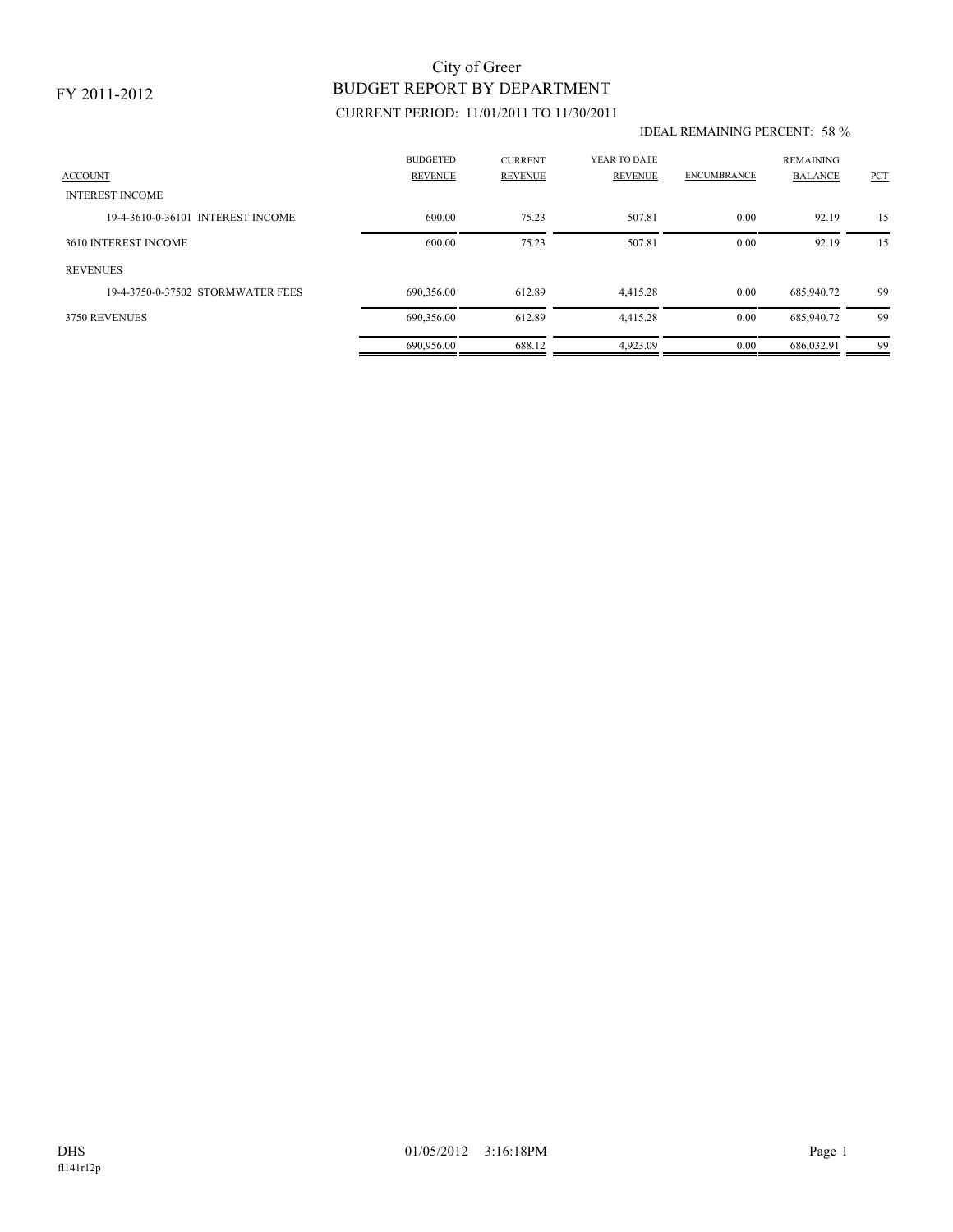FY 2011-2012

# City of Greer
## BUDGET REPORT BY DEPARTMENT

CURRENT PERIOD: 11/01/2011 TO 11/30/2011

IDEAL REMAINING PERCENT: 58 %

| ACCOUNT | BUDGETED REVENUE | CURRENT REVENUE | YEAR TO DATE REVENUE | ENCUMBRANCE | REMAINING BALANCE | PCT |
|---|---|---|---|---|---|---|
| INTEREST INCOME | | | | | | |
| 19-4-3610-0-36101 INTEREST INCOME | 600.00 | 75.23 | 507.81 | 0.00 | 92.19 | 15 |
| 3610 INTEREST INCOME | 600.00 | 75.23 | 507.81 | 0.00 | 92.19 | 15 |
| REVENUES | | | | | | |
| 19-4-3750-0-37502 STORMWATER FEES | 690,356.00 | 612.89 | 4,415.28 | 0.00 | 685,940.72 | 99 |
| 3750 REVENUES | 690,356.00 | 612.89 | 4,415.28 | 0.00 | 685,940.72 | 99 |
| | 690,956.00 | 688.12 | 4,923.09 | 0.00 | 686,032.91 | 99 |

DHS
fl141r12p

01/05/2012 3:16:18PM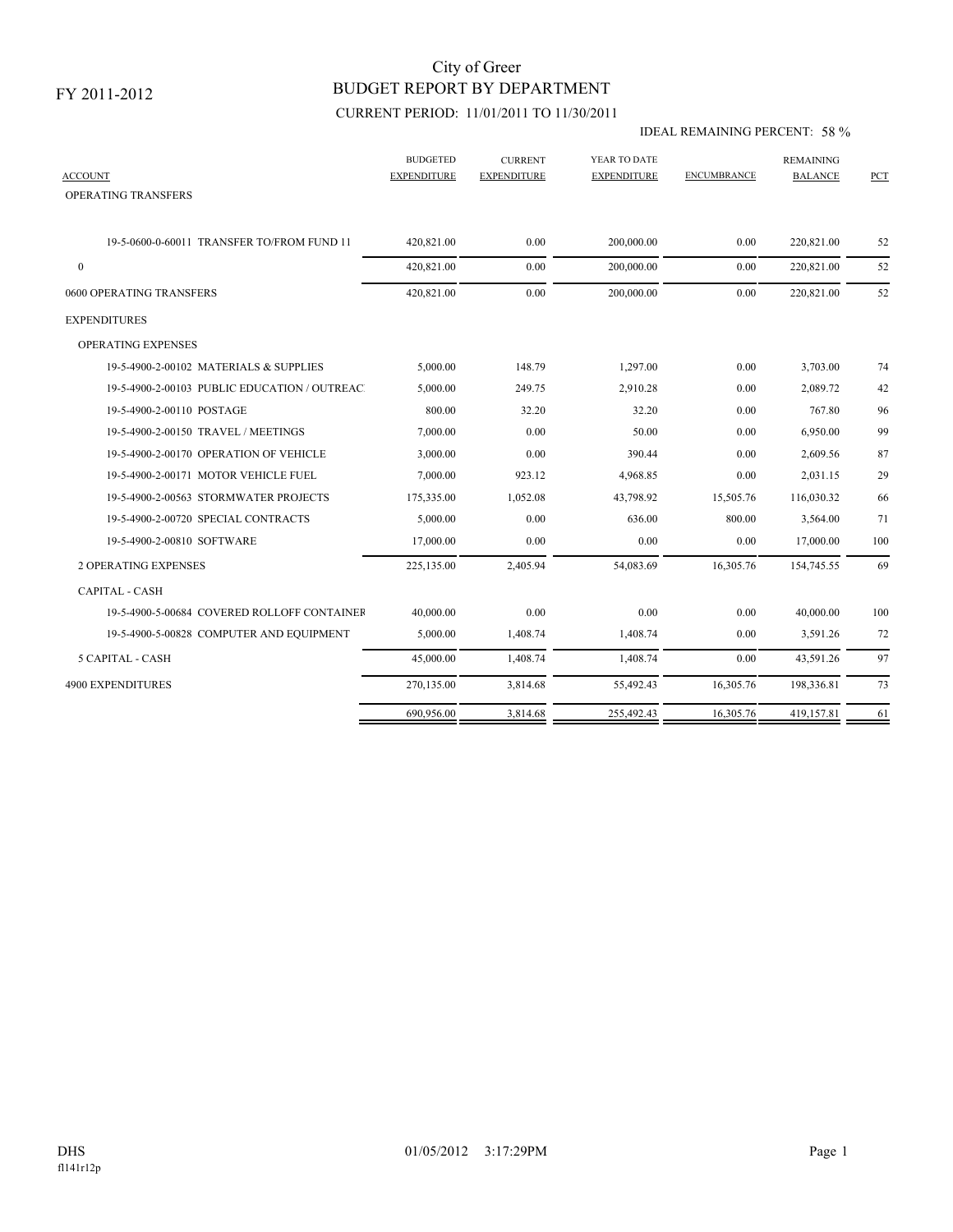FY 2011-2012

# City of Greer
## BUDGET REPORT BY DEPARTMENT
### CURRENT PERIOD: 11/01/2011 TO 11/30/2011

IDEAL REMAINING PERCENT: 58 %

| ACCOUNT | BUDGETED EXPENDITURE | CURRENT EXPENDITURE | YEAR TO DATE EXPENDITURE | ENCUMBRANCE | REMAINING BALANCE | PCT |
|---|---|---|---|---|---|---|
| OPERATING TRANSFERS | | | | | | |
| 19-5-0600-0-60011 TRANSFER TO/FROM FUND 11 | 420,821.00 | 0.00 | 200,000.00 | 0.00 | 220,821.00 | 52 |
| 0 | 420,821.00 | 0.00 | 200,000.00 | 0.00 | 220,821.00 | 52 |
| 0600 OPERATING TRANSFERS | 420,821.00 | 0.00 | 200,000.00 | 0.00 | 220,821.00 | 52 |
| EXPENDITURES | | | | | | |
| OPERATING EXPENSES | | | | | | |
| 19-5-4900-2-00102 MATERIALS & SUPPLIES | 5,000.00 | 148.79 | 1,297.00 | 0.00 | 3,703.00 | 74 |
| 19-5-4900-2-00103 PUBLIC EDUCATION / OUTREAC | 5,000.00 | 249.75 | 2,910.28 | 0.00 | 2,089.72 | 42 |
| 19-5-4900-2-00110 POSTAGE | 800.00 | 32.20 | 32.20 | 0.00 | 767.80 | 96 |
| 19-5-4900-2-00150 TRAVEL / MEETINGS | 7,000.00 | 0.00 | 50.00 | 0.00 | 6,950.00 | 99 |
| 19-5-4900-2-00170 OPERATION OF VEHICLE | 3,000.00 | 0.00 | 390.44 | 0.00 | 2,609.56 | 87 |
| 19-5-4900-2-00171 MOTOR VEHICLE FUEL | 7,000.00 | 923.12 | 4,968.85 | 0.00 | 2,031.15 | 29 |
| 19-5-4900-2-00563 STORMWATER PROJECTS | 175,335.00 | 1,052.08 | 43,798.92 | 15,505.76 | 116,030.32 | 66 |
| 19-5-4900-2-00720 SPECIAL CONTRACTS | 5,000.00 | 0.00 | 636.00 | 800.00 | 3,564.00 | 71 |
| 19-5-4900-2-00810 SOFTWARE | 17,000.00 | 0.00 | 0.00 | 0.00 | 17,000.00 | 100 |
| 2 OPERATING EXPENSES | 225,135.00 | 2,405.94 | 54,083.69 | 16,305.76 | 154,745.55 | 69 |
| CAPITAL - CASH | | | | | | |
| 19-5-4900-5-00684 COVERED ROLLOFF CONTAINER | 40,000.00 | 0.00 | 0.00 | 0.00 | 40,000.00 | 100 |
| 19-5-4900-5-00828 COMPUTER AND EQUIPMENT | 5,000.00 | 1,408.74 | 1,408.74 | 0.00 | 3,591.26 | 72 |
| 5 CAPITAL - CASH | 45,000.00 | 1,408.74 | 1,408.74 | 0.00 | 43,591.26 | 97 |
| 4900 EXPENDITURES | 270,135.00 | 3,814.68 | 55,492.43 | 16,305.76 | 198,336.81 | 73 |
| | 690,956.00 | 3,814.68 | 255,492.43 | 16,305.76 | 419,157.81 | 61 |

DHS 01/05/2012 3:17:29PM

fl141r12p